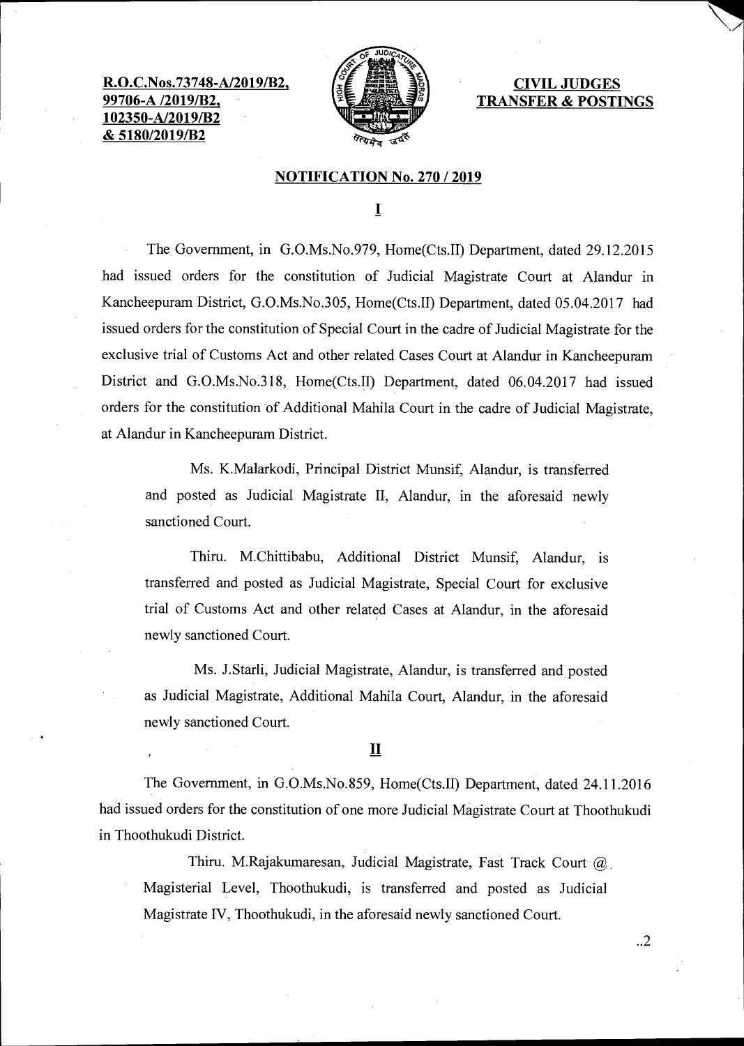**R.O.C.Nos.73748-A/2019/B2, 99706-A /2019/B2, 102350-A/2019/B2 & 5180/2019/B2**

**CIVIL JUDGES TRANSFER & POSTINGS**

## NOTIFICATION No. 270 / 2019

### I

The Government, in G.O.Ms.No.979, Home(Cts.II) Department, dated 29.12.2015 had issued orders for the constitution of Judicial Magistrate Court at Alandur in Kancheepuram District, G.O.Ms.No.305, Home(Cts.II) Department, dated 05.04.2017 had issued orders for the constitution of Special Court in the cadre of Judicial Magistrate for the exclusive trial of Customs Act and other related Cases Court at Alandur in Kancheepuram District and G.O.Ms.No.318, Home(Cts.II) Department, dated 06.04.2017 had issued orders for the constitution of Additional Mahila Court in the cadre of Judicial Magistrate, at Alandur in Kancheepuram District.

Ms. K.Malarkodi, Principal District Munsif, Alandur, is transferred and posted as Judicial Magistrate II, Alandur, in the aforesaid newly sanctioned Court.

Thiru. M.Chittibabu, Additional District Munsif, Alandur, is transferred and posted as Judicial Magistrate, Special Court for exclusive trial of Customs Act and other related Cases at Alandur, in the aforesaid newly sanctioned Court.

Ms. J.Starli, Judicial Magistrate, Alandur, is transferred and posted as Judicial Magistrate, Additional Mahila Court, Alandur, in the aforesaid newly sanctioned Court.

### II

The Government, in G.O.Ms.No.859, Home(Cts.II) Department, dated 24.11.2016 had issued orders for the constitution of one more Judicial Magistrate Court at Thoothukudi in Thoothukudi District.

Thiru. M.Rajakumaresan, Judicial Magistrate, Fast Track Court @ Magisterial Level, Thoothukudi, is transferred and posted as Judicial Magistrate IV, Thoothukudi, in the aforesaid newly sanctioned Court.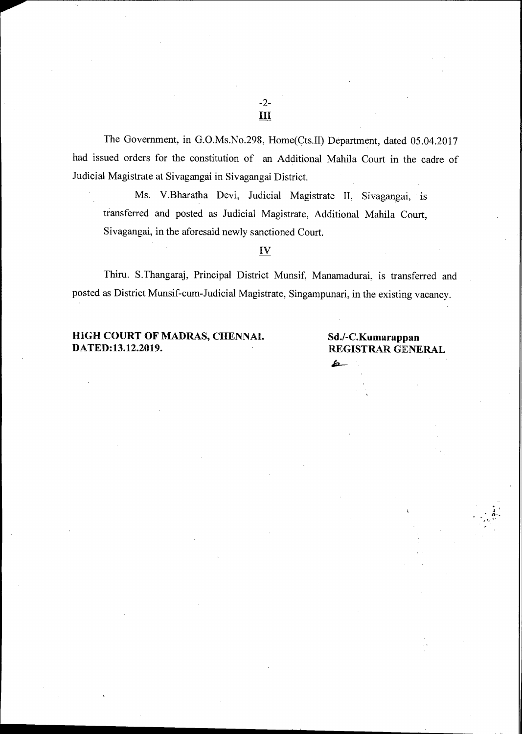**III**

The Government, in G.O.Ms.No.298, Home(Cts.II) Department, dated 05.04.2017 had issued orders for the constitution of an Additional Mahila Court in the cadre of Judicial Magistrate at Sivagangai in Sivagangai District.

> Ms. V.Bharatha Devi, Judicial Magistrate II, Sivagangai, is transferred and posted as Judicial Magistrate, Additional Mahila Court, Sivagangai, in the aforesaid newly sanctioned Court.

**IV**

Thiru. S.Thangaraj, Principal District Munsif, Manamadurai, is transferred and posted as District Munsif-cum-Judicial Magistrate, Singampunari, in the existing vacancy.

**HIGH COURT OF MADRAS, CHENNAI.**
**DATED:13.12.2019.**

**Sd./-C.Kumarappan**
**REGISTRAR GENERAL**